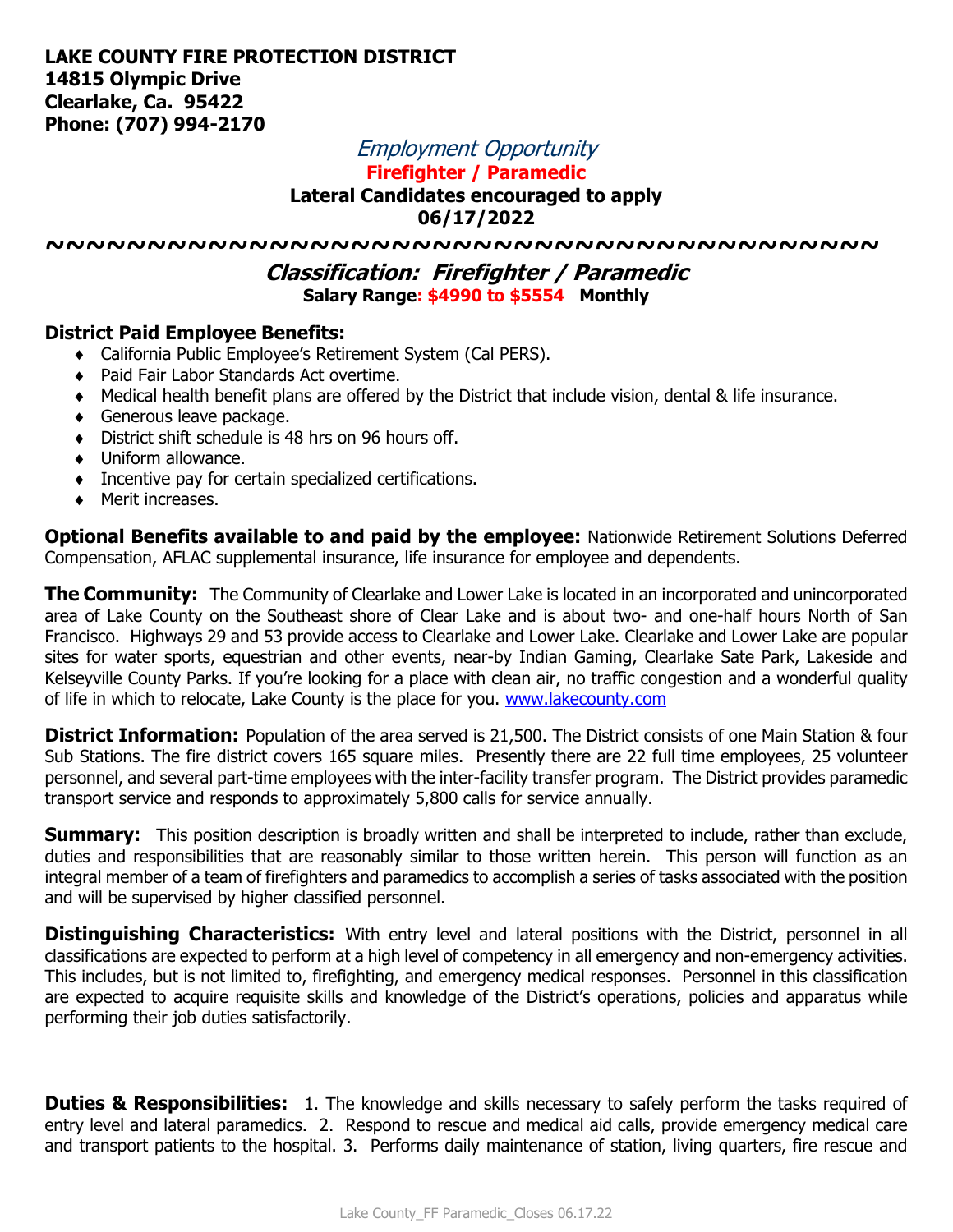**LAKE COUNTY FIRE PROTECTION DISTRICT**
**14815 Olympic Drive**
**Clearlake, Ca. 95422**
**Phone: (707) 994-2170**

*Employment Opportunity*

**Firefighter / Paramedic**

**Lateral Candidates encouraged to apply**

**06/17/2022**

~~~~~~~~~~~~~~~~~~~~~~~~~~~~~~~~~~~~~~~~~~

## *Classification: Firefighter / Paramedic*

**Salary Range: $4990 to $5554 Monthly**

**District Paid Employee Benefits:**

- California Public Employee's Retirement System (Cal PERS).
- Paid Fair Labor Standards Act overtime.
- Medical health benefit plans are offered by the District that include vision, dental & life insurance.
- Generous leave package.
- District shift schedule is 48 hrs on 96 hours off.
- Uniform allowance.
- Incentive pay for certain specialized certifications.
- Merit increases.

**Optional Benefits available to and paid by the employee:** Nationwide Retirement Solutions Deferred Compensation, AFLAC supplemental insurance, life insurance for employee and dependents.

**The Community:** The Community of Clearlake and Lower Lake is located in an incorporated and unincorporated area of Lake County on the Southeast shore of Clear Lake and is about two- and one-half hours North of San Francisco. Highways 29 and 53 provide access to Clearlake and Lower Lake. Clearlake and Lower Lake are popular sites for water sports, equestrian and other events, near-by Indian Gaming, Clearlake Sate Park, Lakeside and Kelseyville County Parks. If you're looking for a place with clean air, no traffic congestion and a wonderful quality of life in which to relocate, Lake County is the place for you. [www.lakecounty.com](www.lakecounty.com)

**District Information:** Population of the area served is 21,500. The District consists of one Main Station & four Sub Stations. The fire district covers 165 square miles. Presently there are 22 full time employees, 25 volunteer personnel, and several part-time employees with the inter-facility transfer program. The District provides paramedic transport service and responds to approximately 5,800 calls for service annually.

**Summary:** This position description is broadly written and shall be interpreted to include, rather than exclude, duties and responsibilities that are reasonably similar to those written herein. This person will function as an integral member of a team of firefighters and paramedics to accomplish a series of tasks associated with the position and will be supervised by higher classified personnel.

**Distinguishing Characteristics:** With entry level and lateral positions with the District, personnel in all classifications are expected to perform at a high level of competency in all emergency and non-emergency activities. This includes, but is not limited to, firefighting, and emergency medical responses. Personnel in this classification are expected to acquire requisite skills and knowledge of the District's operations, policies and apparatus while performing their job duties satisfactorily.

**Duties & Responsibilities:** 1. The knowledge and skills necessary to safely perform the tasks required of entry level and lateral paramedics. 2. Respond to rescue and medical aid calls, provide emergency medical care and transport patients to the hospital. 3. Performs daily maintenance of station, living quarters, fire rescue and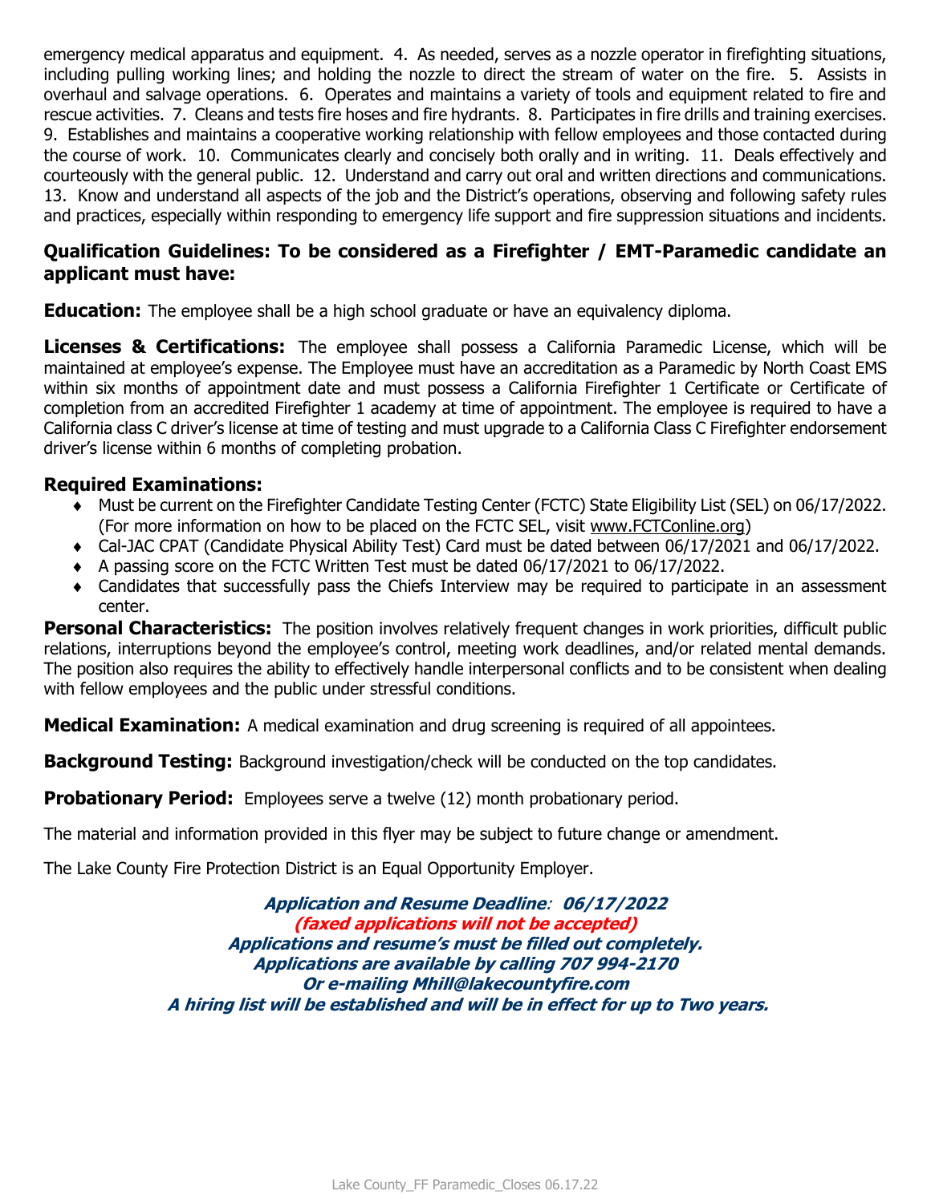emergency medical apparatus and equipment. 4. As needed, serves as a nozzle operator in firefighting situations, including pulling working lines; and holding the nozzle to direct the stream of water on the fire. 5. Assists in overhaul and salvage operations. 6. Operates and maintains a variety of tools and equipment related to fire and rescue activities. 7. Cleans and tests fire hoses and fire hydrants. 8. Participates in fire drills and training exercises. 9. Establishes and maintains a cooperative working relationship with fellow employees and those contacted during the course of work. 10. Communicates clearly and concisely both orally and in writing. 11. Deals effectively and courteously with the general public. 12. Understand and carry out oral and written directions and communications. 13. Know and understand all aspects of the job and the District's operations, observing and following safety rules and practices, especially within responding to emergency life support and fire suppression situations and incidents.

### Qualification Guidelines: To be considered as a Firefighter / EMT-Paramedic candidate an applicant must have:

**Education:** The employee shall be a high school graduate or have an equivalency diploma.

**Licenses & Certifications:** The employee shall possess a California Paramedic License, which will be maintained at employee's expense. The Employee must have an accreditation as a Paramedic by North Coast EMS within six months of appointment date and must possess a California Firefighter 1 Certificate or Certificate of completion from an accredited Firefighter 1 academy at time of appointment. The employee is required to have a California class C driver's license at time of testing and must upgrade to a California Class C Firefighter endorsement driver's license within 6 months of completing probation.

**Required Examinations:**

- Must be current on the Firefighter Candidate Testing Center (FCTC) State Eligibility List (SEL) on 06/17/2022. (For more information on how to be placed on the FCTC SEL, visit www.FCTConline.org)
- Cal-JAC CPAT (Candidate Physical Ability Test) Card must be dated between 06/17/2021 and 06/17/2022.
- A passing score on the FCTC Written Test must be dated 06/17/2021 to 06/17/2022.
- Candidates that successfully pass the Chiefs Interview may be required to participate in an assessment center.

**Personal Characteristics:** The position involves relatively frequent changes in work priorities, difficult public relations, interruptions beyond the employee's control, meeting work deadlines, and/or related mental demands. The position also requires the ability to effectively handle interpersonal conflicts and to be consistent when dealing with fellow employees and the public under stressful conditions.

**Medical Examination:** A medical examination and drug screening is required of all appointees.

**Background Testing:** Background investigation/check will be conducted on the top candidates.

**Probationary Period:** Employees serve a twelve (12) month probationary period.

The material and information provided in this flyer may be subject to future change or amendment.

The Lake County Fire Protection District is an Equal Opportunity Employer.

***Application and Resume Deadline: 06/17/2022***
***(faxed applications will not be accepted)***
***Applications and resume's must be filled out completely.***
***Applications are available by calling 707 994-2170***
***Or e-mailing Mhill@lakecountyfire.com***
***A hiring list will be established and will be in effect for up to Two years.***